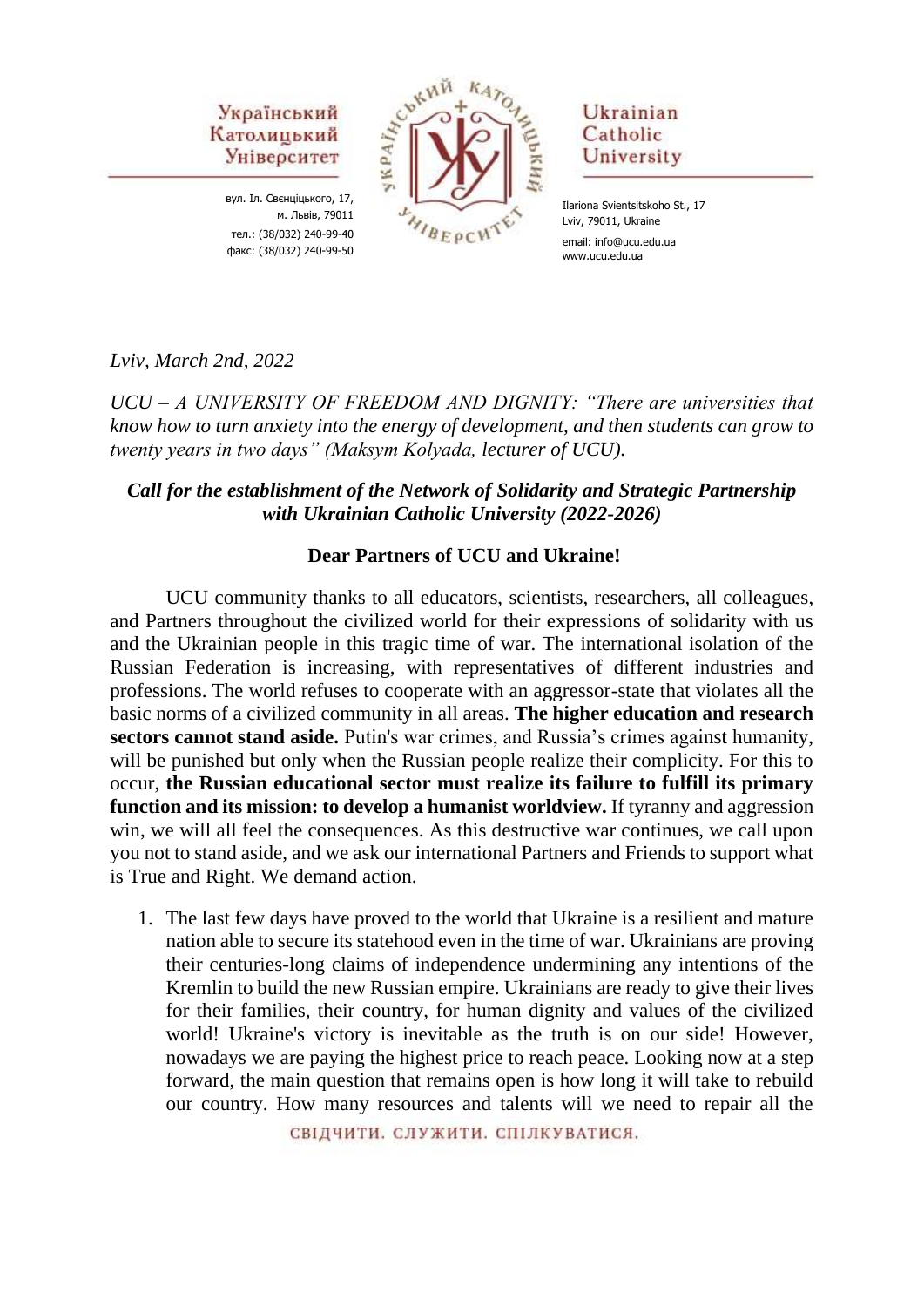Український Католицький Університет

вул. Іл. Свєнціцького, 17,
м. Львів, 79011
тел.: (38/032) 240-99-40
факс: (38/032) 240-99-50

Ukrainian Catholic University

Ilariona Svientsitskoho St., 17
Lviv, 79011, Ukraine
email: info@ucu.edu.ua
www.ucu.edu.ua

*Lviv, March 2nd, 2022*

*UCU – A UNIVERSITY OF FREEDOM AND DIGNITY: "There are universities that know how to turn anxiety into the energy of development, and then students can grow to twenty years in two days" (Maksym Kolyada, lecturer of UCU).*

***Call for the establishment of the Network of Solidarity and Strategic Partnership with Ukrainian Catholic University (2022-2026)***

**Dear Partners of UCU and Ukraine!**

UCU community thanks to all educators, scientists, researchers, all colleagues, and Partners throughout the civilized world for their expressions of solidarity with us and the Ukrainian people in this tragic time of war. The international isolation of the Russian Federation is increasing, with representatives of different industries and professions. The world refuses to cooperate with an aggressor-state that violates all the basic norms of a civilized community in all areas. **The higher education and research sectors cannot stand aside.** Putin's war crimes, and Russia's crimes against humanity, will be punished but only when the Russian people realize their complicity. For this to occur, **the Russian educational sector must realize its failure to fulfill its primary function and its mission: to develop a humanist worldview.** If tyranny and aggression win, we will all feel the consequences. As this destructive war continues, we call upon you not to stand aside, and we ask our international Partners and Friends to support what is True and Right. We demand action.

1. The last few days have proved to the world that Ukraine is a resilient and mature nation able to secure its statehood even in the time of war. Ukrainians are proving their centuries-long claims of independence undermining any intentions of the Kremlin to build the new Russian empire. Ukrainians are ready to give their lives for their families, their country, for human dignity and values of the civilized world! Ukraine's victory is inevitable as the truth is on our side! However, nowadays we are paying the highest price to reach peace. Looking now at a step forward, the main question that remains open is how long it will take to rebuild our country. How many resources and talents will we need to repair all the

СВІДЧИТИ. СЛУЖИТИ. СПІЛКУВАТИСЯ.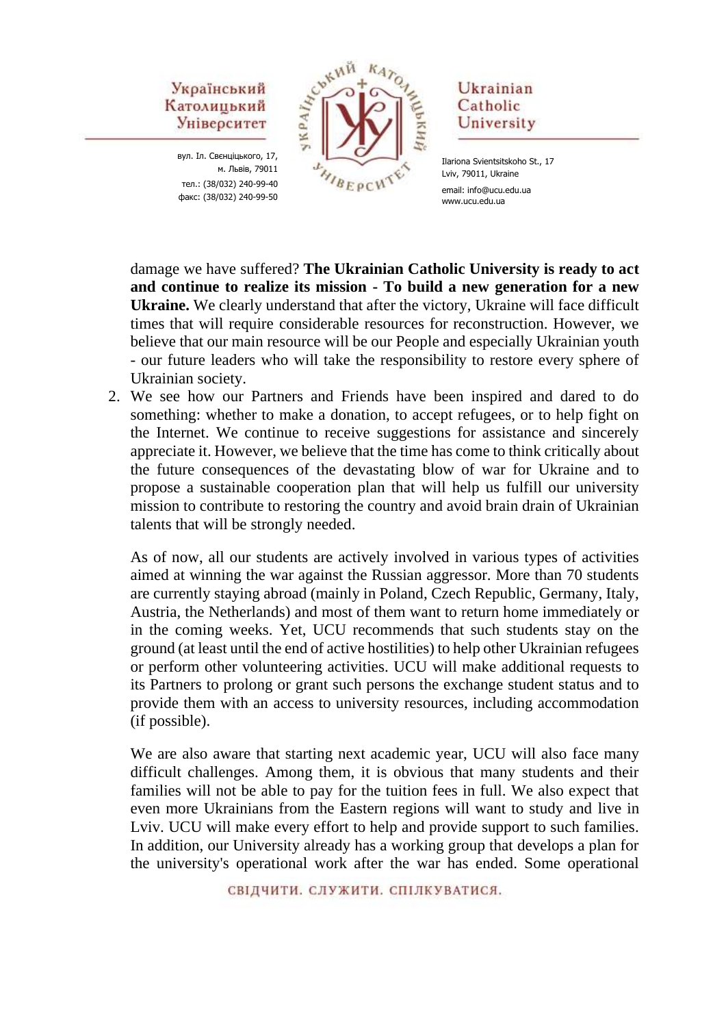damage we have suffered? **The Ukrainian Catholic University is ready to act and continue to realize its mission - To build a new generation for a new Ukraine.** We clearly understand that after the victory, Ukraine will face difficult times that will require considerable resources for reconstruction. However, we believe that our main resource will be our People and especially Ukrainian youth - our future leaders who will take the responsibility to restore every sphere of Ukrainian society.

2. We see how our Partners and Friends have been inspired and dared to do something: whether to make a donation, to accept refugees, or to help fight on the Internet. We continue to receive suggestions for assistance and sincerely appreciate it. However, we believe that the time has come to think critically about the future consequences of the devastating blow of war for Ukraine and to propose a sustainable cooperation plan that will help us fulfill our university mission to contribute to restoring the country and avoid brain drain of Ukrainian talents that will be strongly needed.

   As of now, all our students are actively involved in various types of activities aimed at winning the war against the Russian aggressor. More than 70 students are currently staying abroad (mainly in Poland, Czech Republic, Germany, Italy, Austria, the Netherlands) and most of them want to return home immediately or in the coming weeks. Yet, UCU recommends that such students stay on the ground (at least until the end of active hostilities) to help other Ukrainian refugees or perform other volunteering activities. UCU will make additional requests to its Partners to prolong or grant such persons the exchange student status and to provide them with an access to university resources, including accommodation (if possible).

   We are also aware that starting next academic year, UCU will also face many difficult challenges. Among them, it is obvious that many students and their families will not be able to pay for the tuition fees in full. We also expect that even more Ukrainians from the Eastern regions will want to study and live in Lviv. UCU will make every effort to help and provide support to such families. In addition, our University already has a working group that develops a plan for the university's operational work after the war has ended. Some operational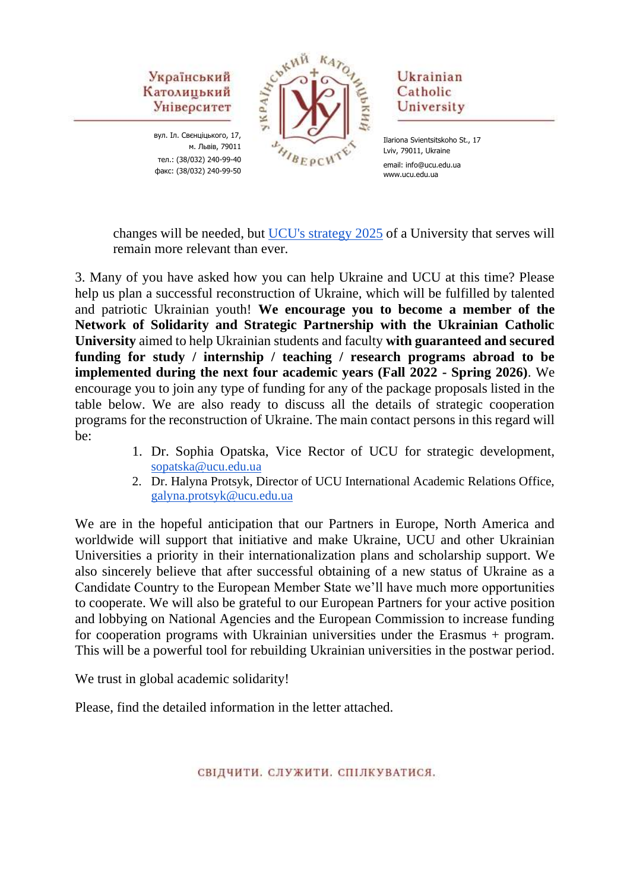changes will be needed, but [UCU's strategy 2025](UCU's strategy 2025) of a University that serves will remain more relevant than ever.

3. Many of you have asked how you can help Ukraine and UCU at this time? Please help us plan a successful reconstruction of Ukraine, which will be fulfilled by talented and patriotic Ukrainian youth! **We encourage you to become a member of the Network of Solidarity and Strategic Partnership with the Ukrainian Catholic University** aimed to help Ukrainian students and faculty **with guaranteed and secured funding for study / internship / teaching / research programs abroad to be implemented during the next four academic years (Fall 2022 - Spring 2026)**. We encourage you to join any type of funding for any of the package proposals listed in the table below. We are also ready to discuss all the details of strategic cooperation programs for the reconstruction of Ukraine. The main contact persons in this regard will be:

1. Dr. Sophia Opatska, Vice Rector of UCU for strategic development, sopatska@ucu.edu.ua
2. Dr. Halyna Protsyk, Director of UCU International Academic Relations Office, galyna.protsyk@ucu.edu.ua

We are in the hopeful anticipation that our Partners in Europe, North America and worldwide will support that initiative and make Ukraine, UCU and other Ukrainian Universities a priority in their internationalization plans and scholarship support. We also sincerely believe that after successful obtaining of a new status of Ukraine as a Candidate Country to the European Member State we'll have much more opportunities to cooperate. We will also be grateful to our European Partners for your active position and lobbying on National Agencies and the European Commission to increase funding for cooperation programs with Ukrainian universities under the Erasmus + program. This will be a powerful tool for rebuilding Ukrainian universities in the postwar period.

We trust in global academic solidarity!

Please, find the detailed information in the letter attached.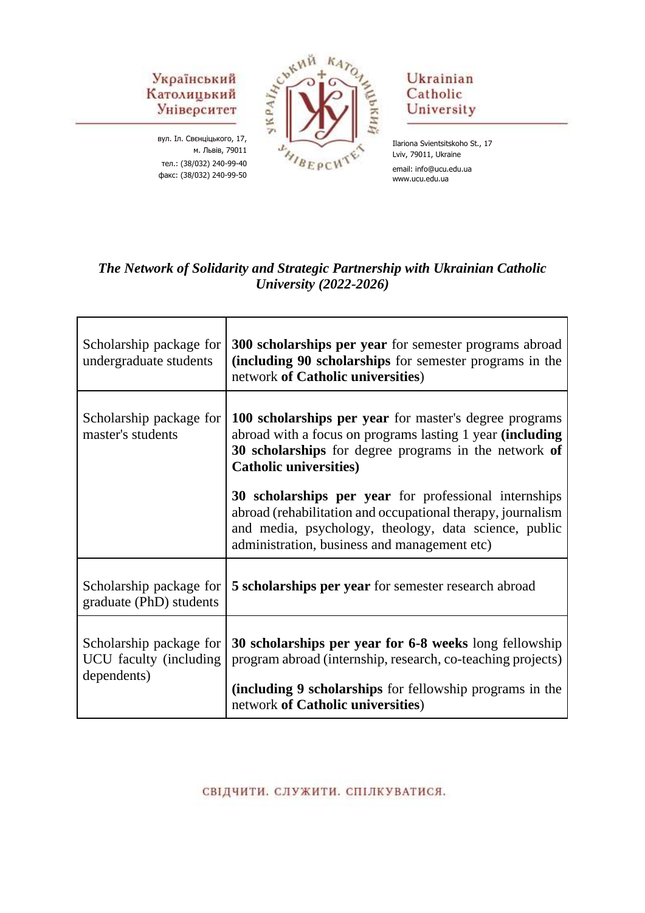Український Католицький Університет

вул. Іл. Свєнціцького, 17,
м. Львів, 79011
тел.: (38/032) 240-99-40
факс: (38/032) 240-99-50

Ukrainian Catholic University

Ilariona Svientsitskoho St., 17
Lviv, 79011, Ukraine
email: info@ucu.edu.ua
www.ucu.edu.ua

***The Network of Solidarity and Strategic Partnership with Ukrainian Catholic University (2022-2026)***

| | |
|---|---|
| Scholarship package for undergraduate students | **300 scholarships per year** for semester programs abroad **(including 90 scholarships** for semester programs in the network **of Catholic universities**) |
| Scholarship package for master's students | **100 scholarships per year** for master's degree programs abroad with a focus on programs lasting 1 year **(including 30 scholarships** for degree programs in the network **of Catholic universities)**<br><br>**30 scholarships per year** for professional internships abroad (rehabilitation and occupational therapy, journalism and media, psychology, theology, data science, public administration, business and management etc) |
| Scholarship package for graduate (PhD) students | **5 scholarships per year** for semester research abroad |
| Scholarship package for UCU faculty (including dependents) | **30 scholarships per year for 6-8 weeks** long fellowship program abroad (internship, research, co-teaching projects)<br><br>**(including 9 scholarships** for fellowship programs in the network **of Catholic universities**) |

СВІДЧИТИ. СЛУЖИТИ. СПІЛКУВАТИСЯ.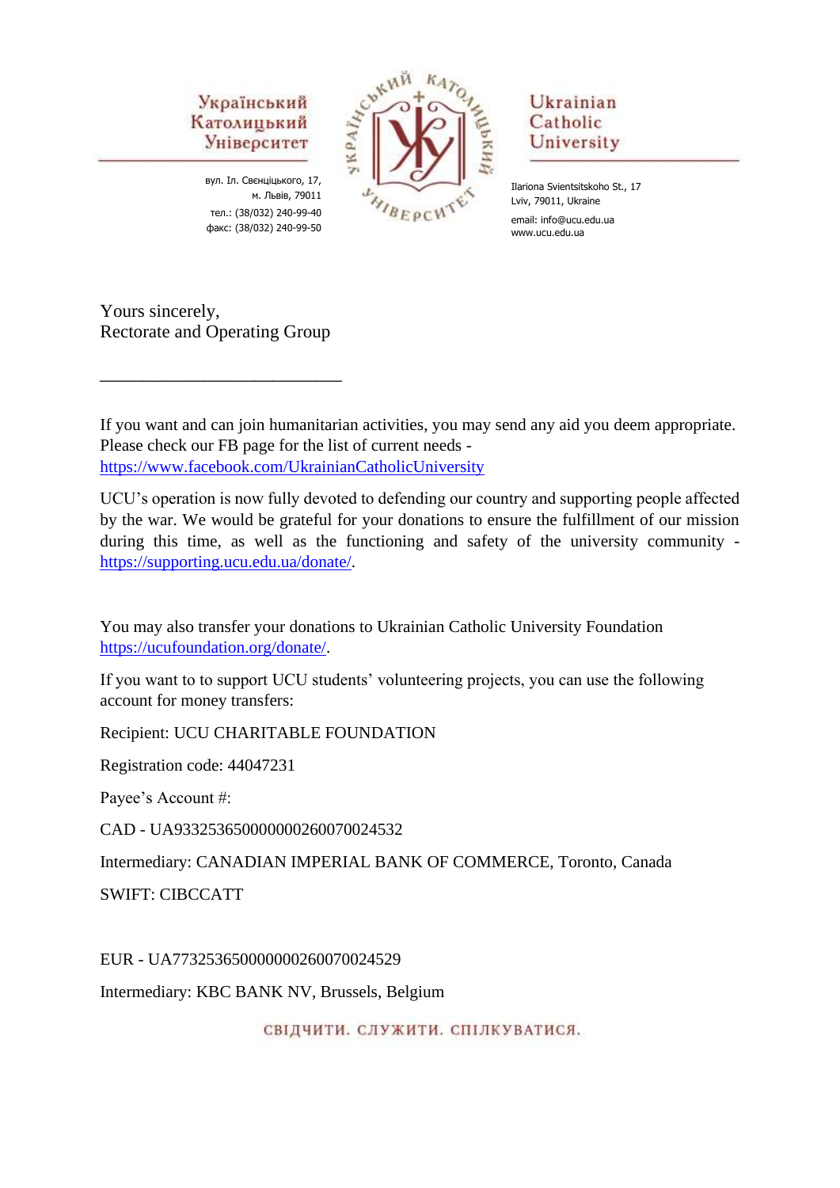Yours sincerely,
Rectorate and Operating Group

___________________________

If you want and can join humanitarian activities, you may send any aid you deem appropriate. Please check our FB page for the list of current needs - https://www.facebook.com/UkrainianCatholicUniversity

UCU's operation is now fully devoted to defending our country and supporting people affected by the war. We would be grateful for your donations to ensure the fulfillment of our mission during this time, as well as the functioning and safety of the university community - https://supporting.ucu.edu.ua/donate/.

You may also transfer your donations to Ukrainian Catholic University Foundation https://ucufoundation.org/donate/.

If you want to to support UCU students' volunteering projects, you can use the following account for money transfers:

Recipient: UCU CHARITABLE FOUNDATION

Registration code: 44047231

Payee's Account #:

CAD - UA933253650000000260070024532

Intermediary: CANADIAN IMPERIAL BANK OF COMMERCE, Toronto, Canada

SWIFT: CIBCCATT

EUR - UA773253650000000260070024529

Intermediary: KBC BANK NV, Brussels, Belgium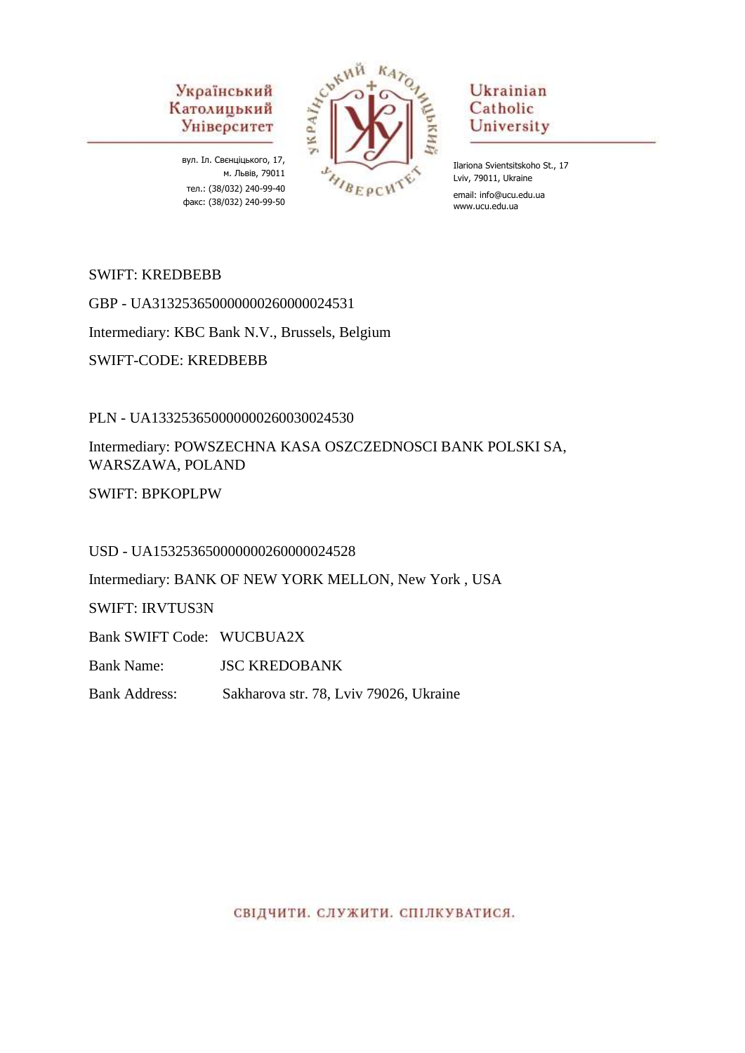Український Католицький Університет

вул. Іл. Свєнціцького, 17,
м. Львів, 79011
тел.: (38/032) 240-99-40
факс: (38/032) 240-99-50

Ukrainian Catholic University

Ilariona Svientsitskoho St., 17
Lviv, 79011, Ukraine
email: info@ucu.edu.ua
www.ucu.edu.ua

SWIFT: KREDBEBB

GBP - UA313253650000000260000024531

Intermediary: KBC Bank N.V., Brussels, Belgium

SWIFT-CODE: KREDBEBB

PLN - UA133253650000000260030024530

Intermediary: POWSZECHNA KASA OSZCZEDNOSCI BANK POLSKI SA, WARSZAWA, POLAND

SWIFT: BPKOPLPW

USD - UA153253650000000260000024528

Intermediary: BANK OF NEW YORK MELLON, New York , USA

SWIFT: IRVTUS3N

Bank SWIFT Code: WUCBUA2X

Bank Name: JSC KREDOBANK

Bank Address: Sakharova str. 78, Lviv 79026, Ukraine

СВІДЧИТИ. СЛУЖИТИ. СПІЛКУВАТИСЯ.